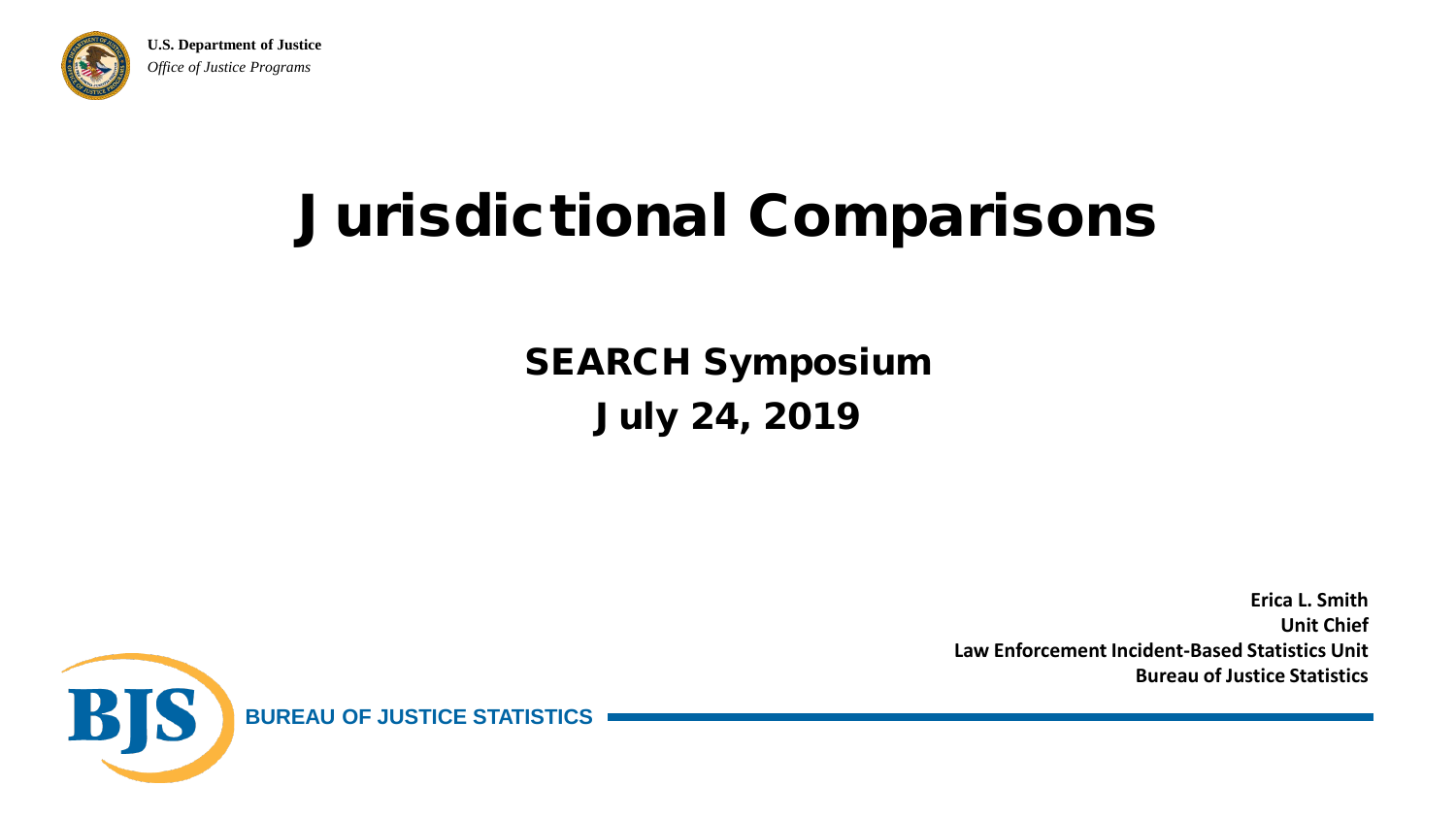U.S. Department of Justice
*Office of Justice Programs*

# Jurisdictional Comparisons

## SEARCH Symposium
## July 24, 2019

**Erica L. Smith**
**Unit Chief**
**Law Enforcement Incident-Based Statistics Unit**
**Bureau of Justice Statistics**

BJS BUREAU OF JUSTICE STATISTICS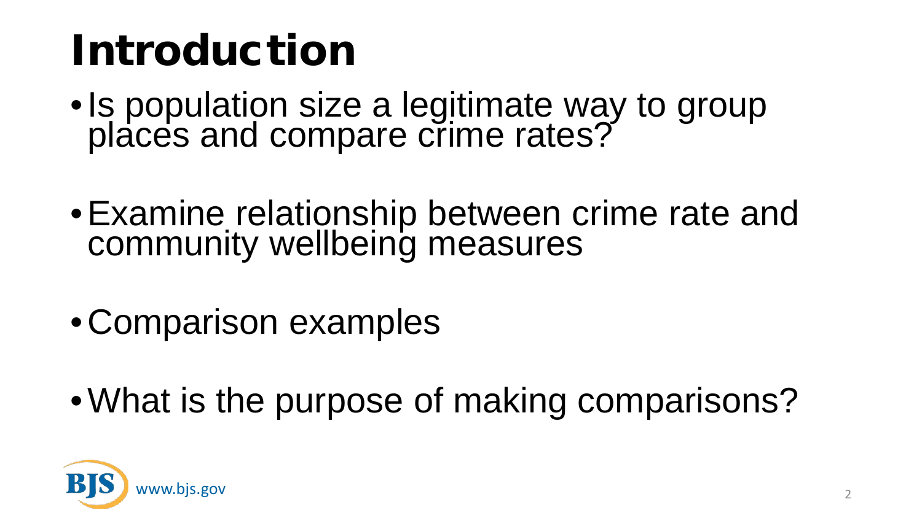# Introduction

- Is population size a legitimate way to group places and compare crime rates?
- Examine relationship between crime rate and community wellbeing measures
- Comparison examples
- What is the purpose of making comparisons?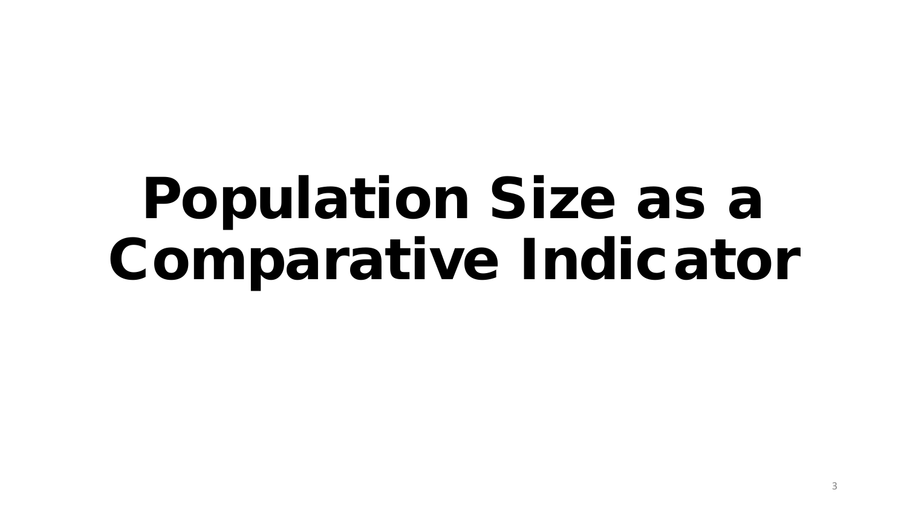# Population Size as a Comparative Indicator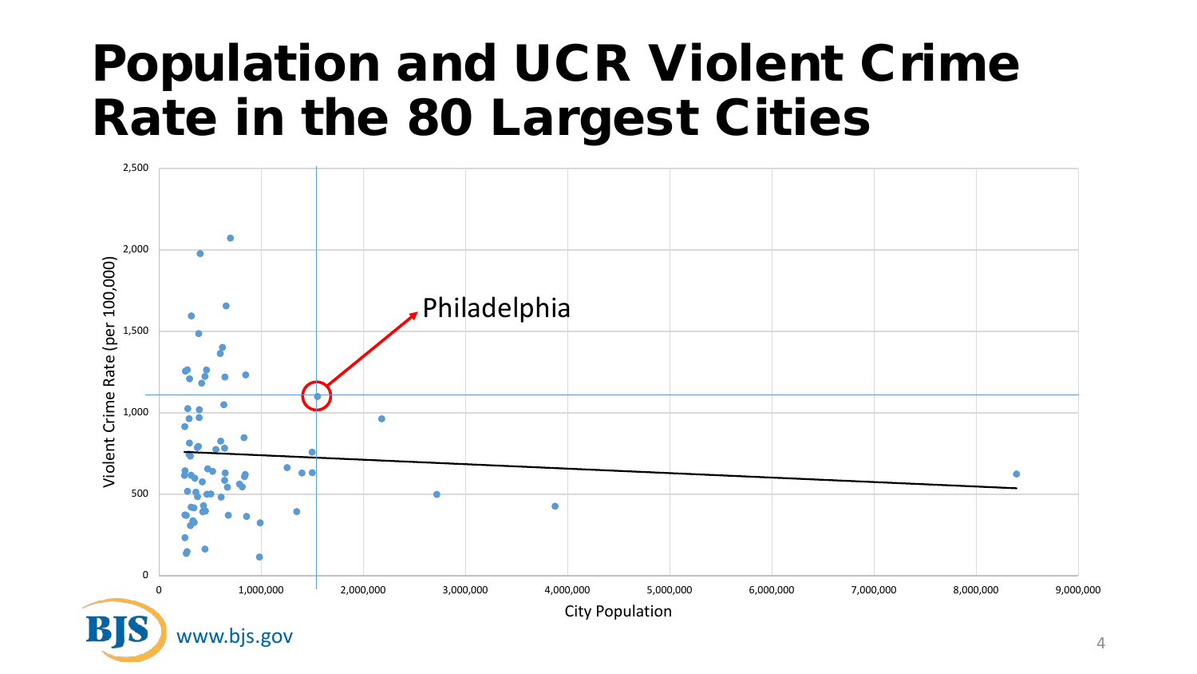# Population and UCR Violent Crime Rate in the 80 Largest Cities

Philadelphia

Violent Crime Rate (per 100,000)

City Population

www.bjs.gov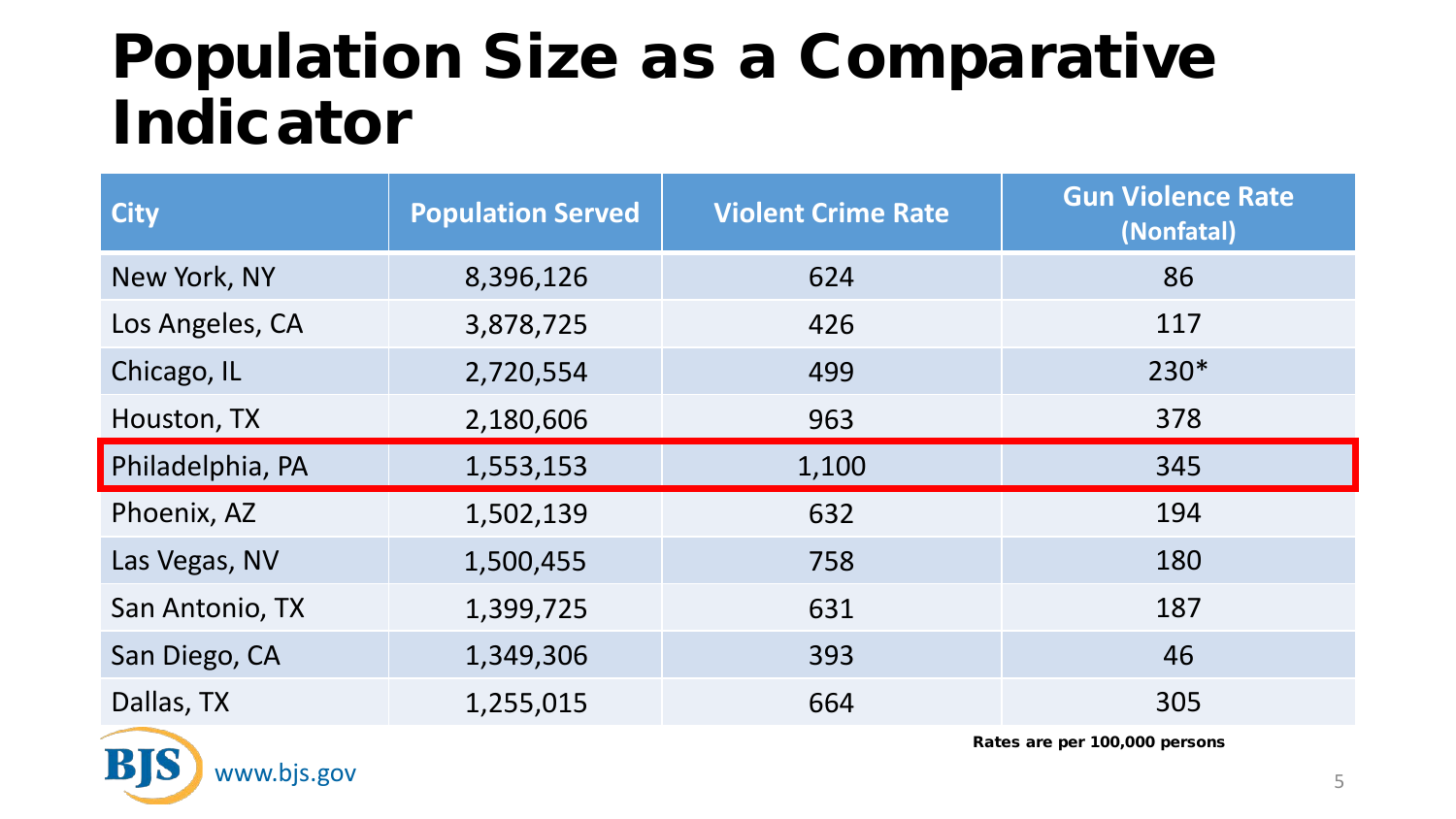# Population Size as a Comparative Indicator

| City | Population Served | Violent Crime Rate | Gun Violence Rate (Nonfatal) |
|---|---|---|---|
| New York, NY | 8,396,126 | 624 | 86 |
| Los Angeles, CA | 3,878,725 | 426 | 117 |
| Chicago, IL | 2,720,554 | 499 | 230* |
| Houston, TX | 2,180,606 | 963 | 378 |
| Philadelphia, PA | 1,553,153 | 1,100 | 345 |
| Phoenix, AZ | 1,502,139 | 632 | 194 |
| Las Vegas, NV | 1,500,455 | 758 | 180 |
| San Antonio, TX | 1,399,725 | 631 | 187 |
| San Diego, CA | 1,349,306 | 393 | 46 |
| Dallas, TX | 1,255,015 | 664 | 305 |

**Rates are per 100,000 persons**

BJS www.bjs.gov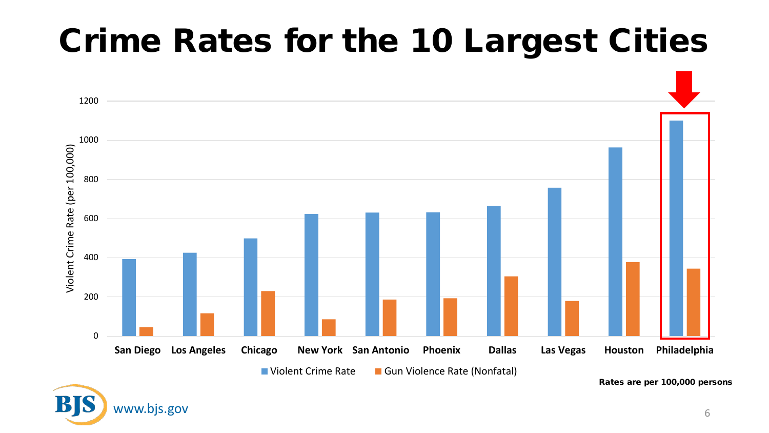# Crime Rates for the 10 Largest Cities

Violent Crime Rate (per 100,000)

1200
1000
800
600
400
200
0

San Diego | Los Angeles | Chicago | New York | San Antonio | Phoenix | Dallas | Las Vegas | Houston | Philadelphia

Violent Crime Rate | Gun Violence Rate (Nonfatal)

**Rates are per 100,000 persons**

BJS www.bjs.gov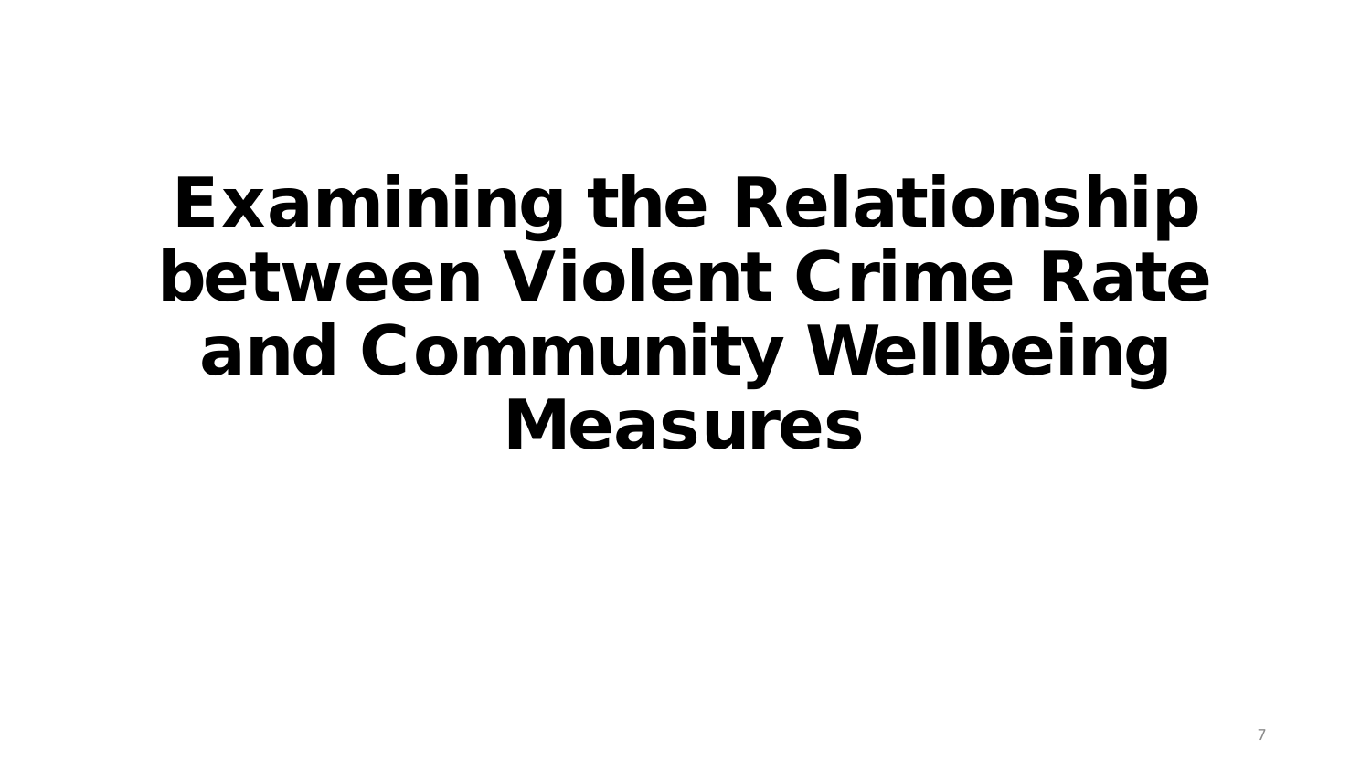# Examining the Relationship between Violent Crime Rate and Community Wellbeing Measures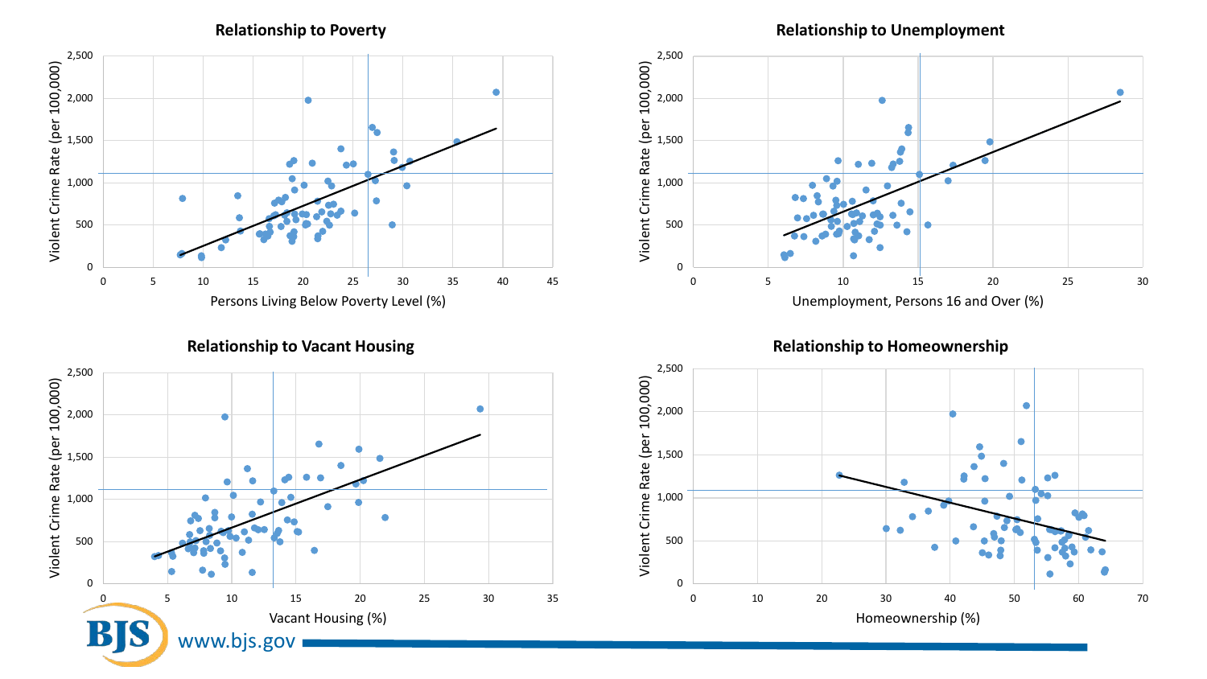## Relationship to Poverty

Violent Crime Rate (per 100,000)

Persons Living Below Poverty Level (%)

## Relationship to Unemployment

Violent Crime Rate (per 100,000)

Unemployment, Persons 16 and Over (%)

## Relationship to Vacant Housing

Violent Crime Rate (per 100,000)

Vacant Housing (%)

## Relationship to Homeownership

Violent Crime Rate (per 100,000)

Homeownership (%)

BJS www.bjs.gov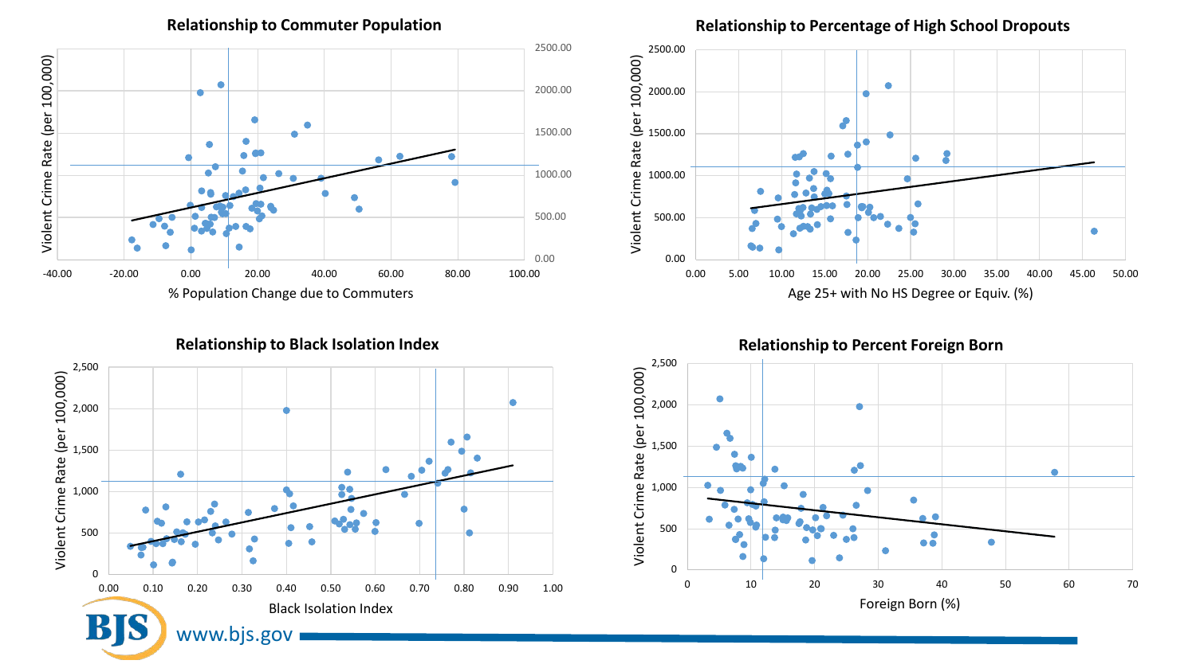## Relationship to Commuter Population

Violent Crime Rate (per 100,000)

% Population Change due to Commuters

## Relationship to Percentage of High School Dropouts

Violent Crime Rate (per 100,000)

Age 25+ with No HS Degree or Equiv. (%)

## Relationship to Black Isolation Index

Violent Crime Rate (per 100,000)

Black Isolation Index

## Relationship to Percent Foreign Born

Violent Crime Rate (per 100,000)

Foreign Born (%)

BJS www.bjs.gov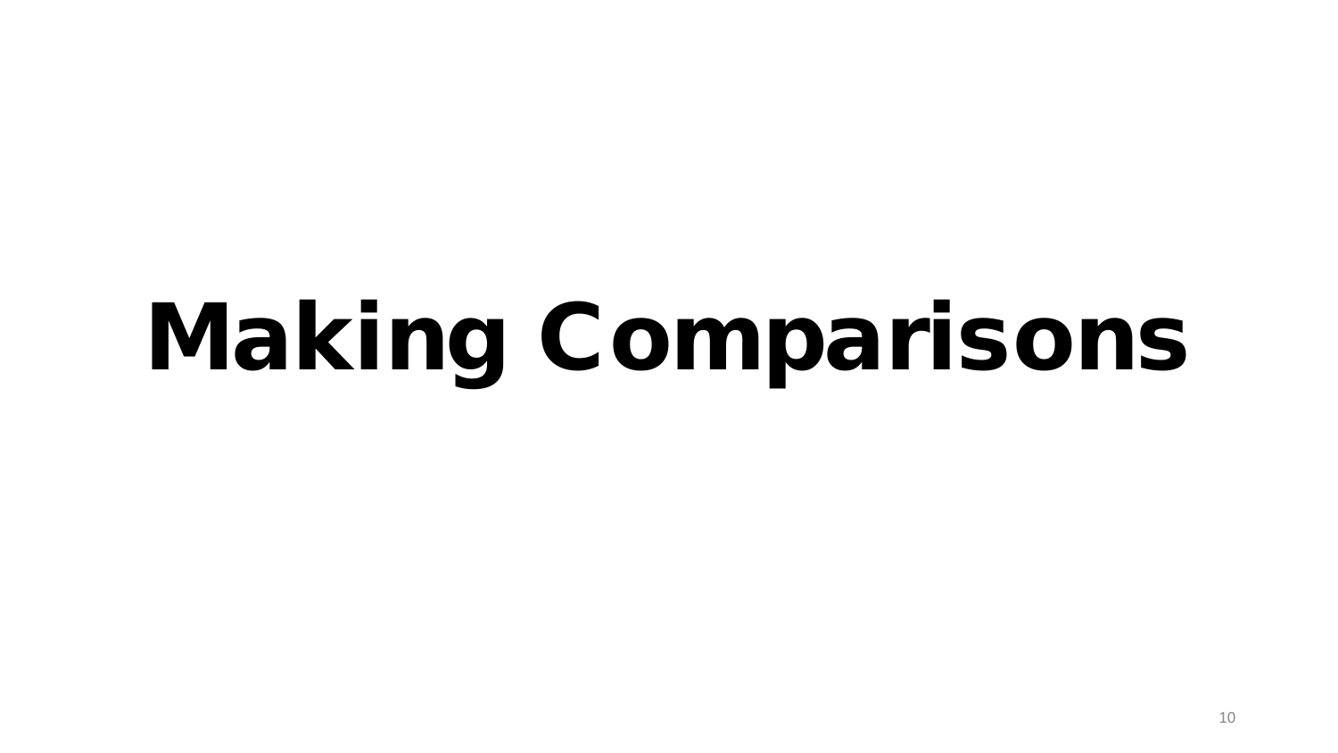# Making Comparisons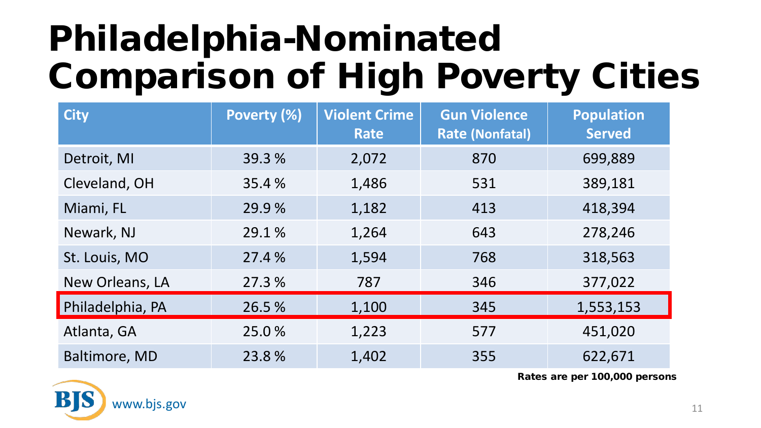# Philadelphia-Nominated Comparison of High Poverty Cities

| City | Poverty (%) | Violent Crime Rate | Gun Violence Rate (Nonfatal) | Population Served |
|---|---|---|---|---|
| Detroit, MI | 39.3 % | 2,072 | 870 | 699,889 |
| Cleveland, OH | 35.4 % | 1,486 | 531 | 389,181 |
| Miami, FL | 29.9 % | 1,182 | 413 | 418,394 |
| Newark, NJ | 29.1 % | 1,264 | 643 | 278,246 |
| St. Louis, MO | 27.4 % | 1,594 | 768 | 318,563 |
| New Orleans, LA | 27.3 % | 787 | 346 | 377,022 |
| Philadelphia, PA | 26.5 % | 1,100 | 345 | 1,553,153 |
| Atlanta, GA | 25.0 % | 1,223 | 577 | 451,020 |
| Baltimore, MD | 23.8 % | 1,402 | 355 | 622,671 |

**Rates are per 100,000 persons**

BJS www.bjs.gov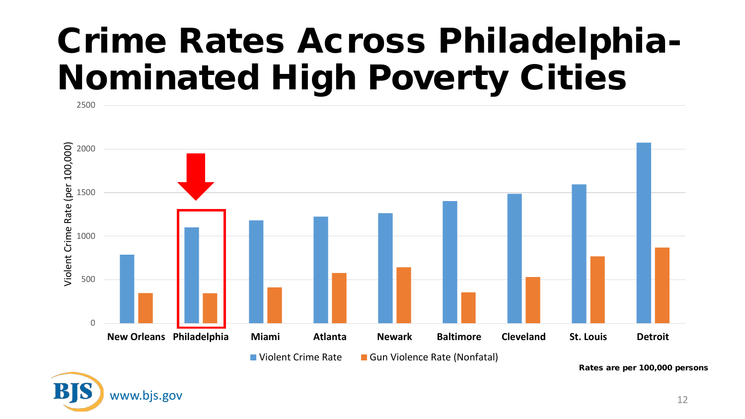# Crime Rates Across Philadelphia-Nominated High Poverty Cities

Violent Crime Rate (per 100,000)

| | Violent Crime Rate | Gun Violence Rate (Nonfatal) |
|---|---|---|
| New Orleans | | |
| Philadelphia | | |
| Miami | | |
| Atlanta | | |
| Newark | | |
| Baltimore | | |
| Cleveland | | |
| St. Louis | | |
| Detroit | | |

Rates are per 100,000 persons

www.bjs.gov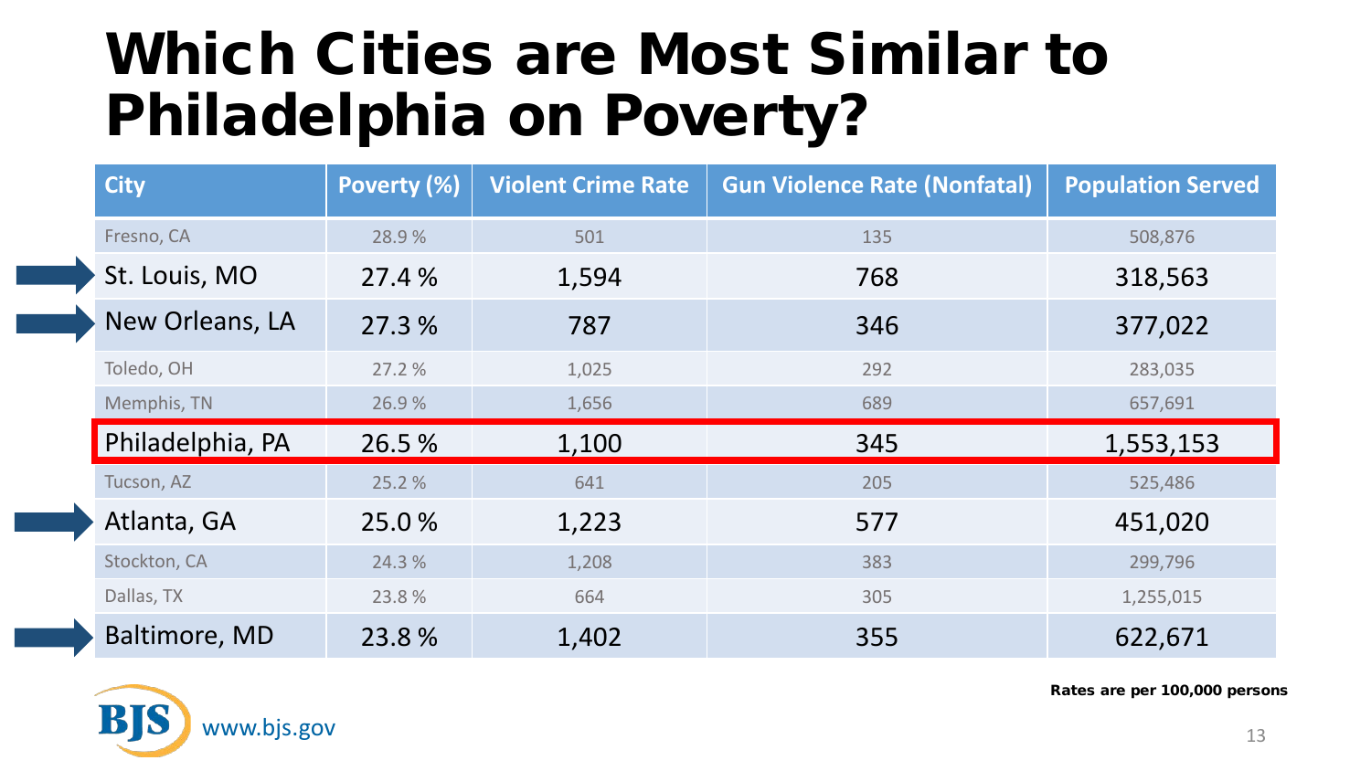# Which Cities are Most Similar to Philadelphia on Poverty?

| City | Poverty (%) | Violent Crime Rate | Gun Violence Rate (Nonfatal) | Population Served |
|---|---|---|---|---|
| Fresno, CA | 28.9 % | 501 | 135 | 508,876 |
| St. Louis, MO | 27.4 % | 1,594 | 768 | 318,563 |
| New Orleans, LA | 27.3 % | 787 | 346 | 377,022 |
| Toledo, OH | 27.2 % | 1,025 | 292 | 283,035 |
| Memphis, TN | 26.9 % | 1,656 | 689 | 657,691 |
| Philadelphia, PA | 26.5 % | 1,100 | 345 | 1,553,153 |
| Tucson, AZ | 25.2 % | 641 | 205 | 525,486 |
| Atlanta, GA | 25.0 % | 1,223 | 577 | 451,020 |
| Stockton, CA | 24.3 % | 1,208 | 383 | 299,796 |
| Dallas, TX | 23.8 % | 664 | 305 | 1,255,015 |
| Baltimore, MD | 23.8 % | 1,402 | 355 | 622,671 |

**Rates are per 100,000 persons**

BJS www.bjs.gov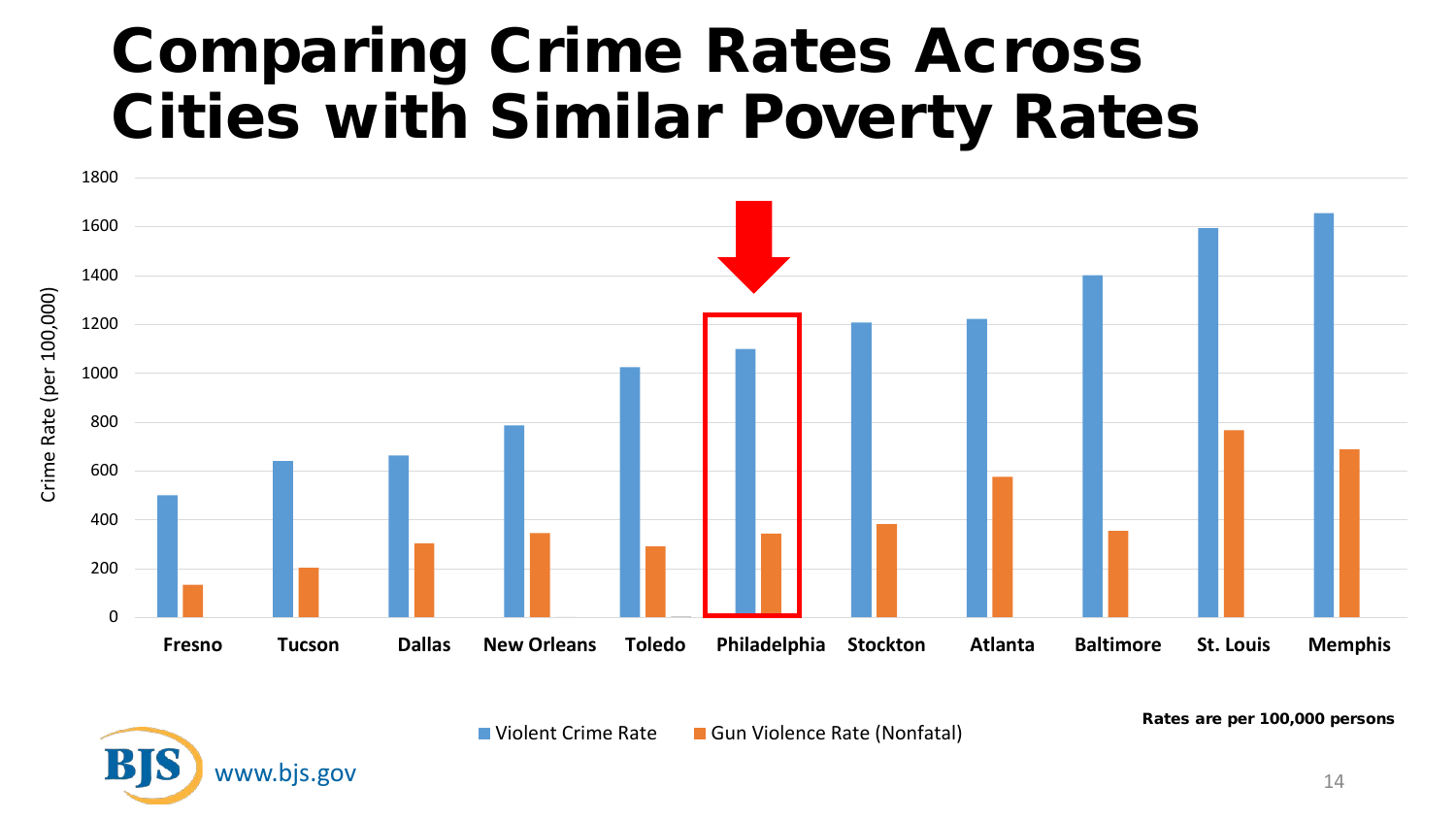# Comparing Crime Rates Across Cities with Similar Poverty Rates

Crime Rate (per 100,000)

| City | Violent Crime Rate | Gun Violence Rate (Nonfatal) |
|---|---|---|
| Fresno | 500 | 135 |
| Tucson | 640 | 205 |
| Dallas | 660 | 300 |
| New Orleans | 785 | 345 |
| Toledo | 1025 | 290 |
| Philadelphia | 1100 | 340 |
| Stockton | 1205 | 380 |
| Atlanta | 1220 | 575 |
| Baltimore | 1400 | 355 |
| St. Louis | 1595 | 765 |
| Memphis | 1655 | 690 |

Violent Crime Rate · Gun Violence Rate (Nonfatal)

**Rates are per 100,000 persons**

BJS www.bjs.gov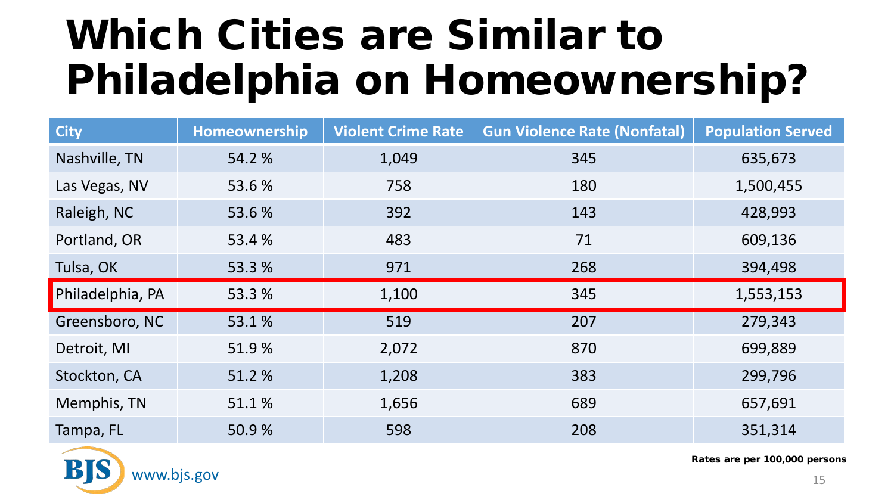# Which Cities are Similar to Philadelphia on Homeownership?

| City | Homeownership | Violent Crime Rate | Gun Violence Rate (Nonfatal) | Population Served |
|---|---|---|---|---|
| Nashville, TN | 54.2 % | 1,049 | 345 | 635,673 |
| Las Vegas, NV | 53.6 % | 758 | 180 | 1,500,455 |
| Raleigh, NC | 53.6 % | 392 | 143 | 428,993 |
| Portland, OR | 53.4 % | 483 | 71 | 609,136 |
| Tulsa, OK | 53.3 % | 971 | 268 | 394,498 |
| **Philadelphia, PA** | **53.3 %** | **1,100** | **345** | **1,553,153** |
| Greensboro, NC | 53.1 % | 519 | 207 | 279,343 |
| Detroit, MI | 51.9 % | 2,072 | 870 | 699,889 |
| Stockton, CA | 51.2 % | 1,208 | 383 | 299,796 |
| Memphis, TN | 51.1 % | 1,656 | 689 | 657,691 |
| Tampa, FL | 50.9 % | 598 | 208 | 351,314 |

**Rates are per 100,000 persons**

BJS www.bjs.gov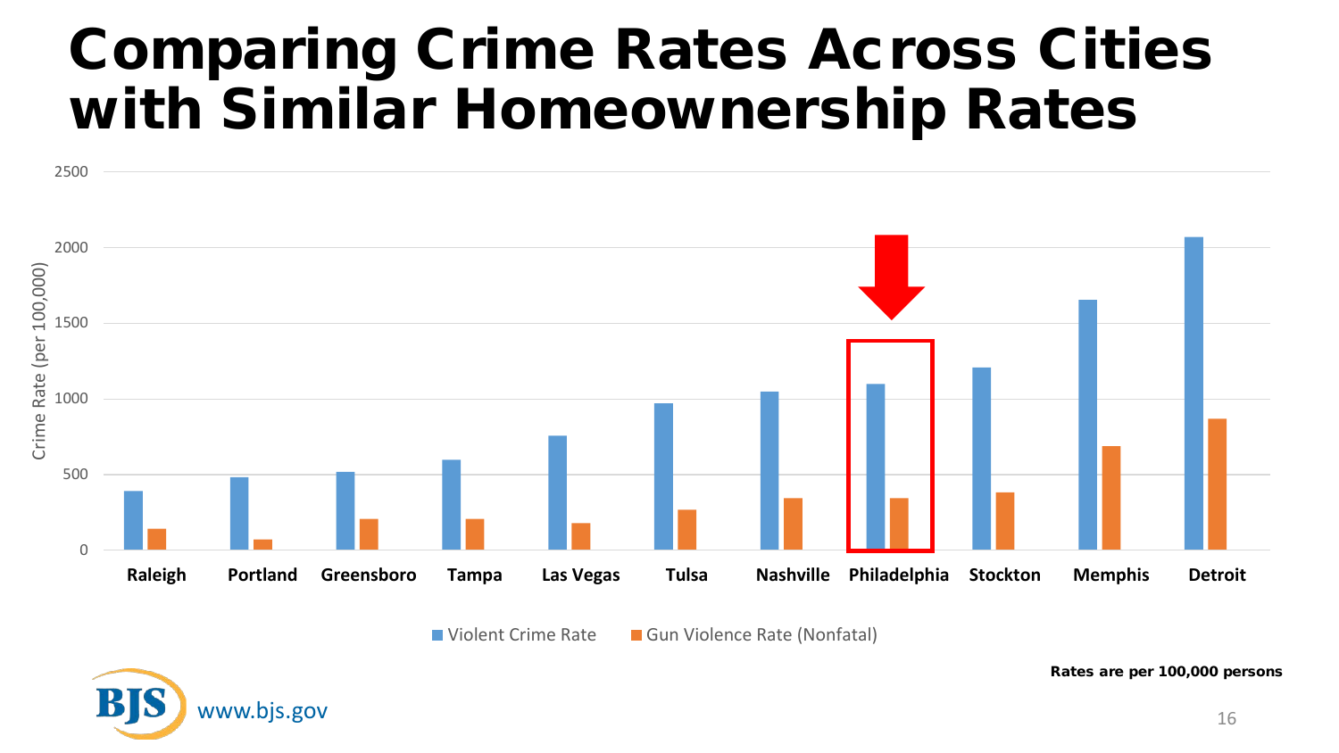# Comparing Crime Rates Across Cities with Similar Homeownership Rates

Crime Rate (per 100,000)

2500

2000

1500

1000

500

0

Raleigh Portland Greensboro Tampa Las Vegas Tulsa Nashville Philadelphia Stockton Memphis Detroit

Violent Crime Rate

Gun Violence Rate (Nonfatal)

**Rates are per 100,000 persons**

BJS www.bjs.gov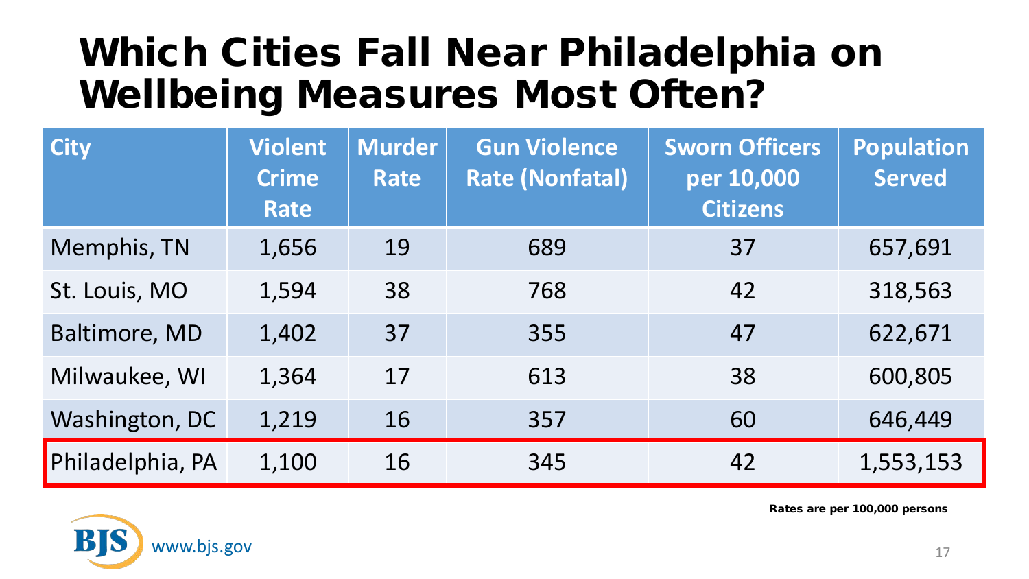# Which Cities Fall Near Philadelphia on Wellbeing Measures Most Often?

| City | Violent Crime Rate | Murder Rate | Gun Violence Rate (Nonfatal) | Sworn Officers per 10,000 Citizens | Population Served |
|---|---|---|---|---|---|
| Memphis, TN | 1,656 | 19 | 689 | 37 | 657,691 |
| St. Louis, MO | 1,594 | 38 | 768 | 42 | 318,563 |
| Baltimore, MD | 1,402 | 37 | 355 | 47 | 622,671 |
| Milwaukee, WI | 1,364 | 17 | 613 | 38 | 600,805 |
| Washington, DC | 1,219 | 16 | 357 | 60 | 646,449 |
| Philadelphia, PA | 1,100 | 16 | 345 | 42 | 1,553,153 |

**Rates are per 100,000 persons**

BJS www.bjs.gov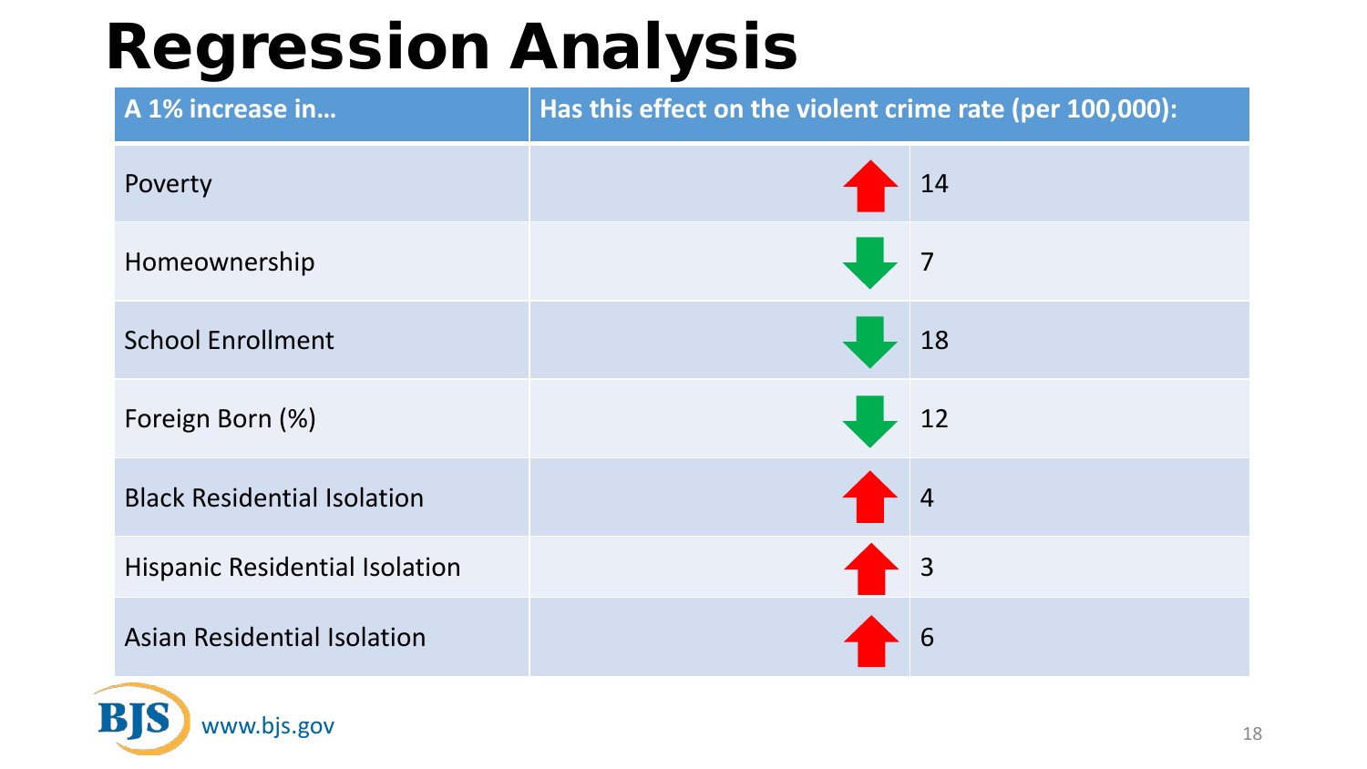# Regression Analysis

| A 1% increase in… | Has this effect on the violent crime rate (per 100,000): |
|---|---|
| Poverty | ↑ 14 |
| Homeownership | ↓ 7 |
| School Enrollment | ↓ 18 |
| Foreign Born (%) | ↓ 12 |
| Black Residential Isolation | ↑ 4 |
| Hispanic Residential Isolation | ↑ 3 |
| Asian Residential Isolation | ↑ 6 |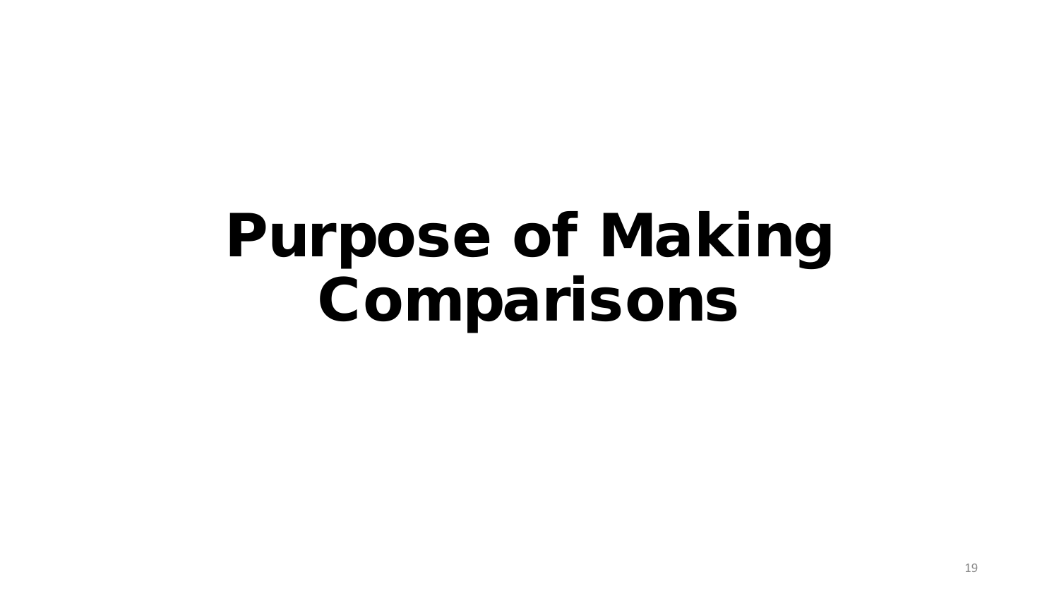# Purpose of Making Comparisons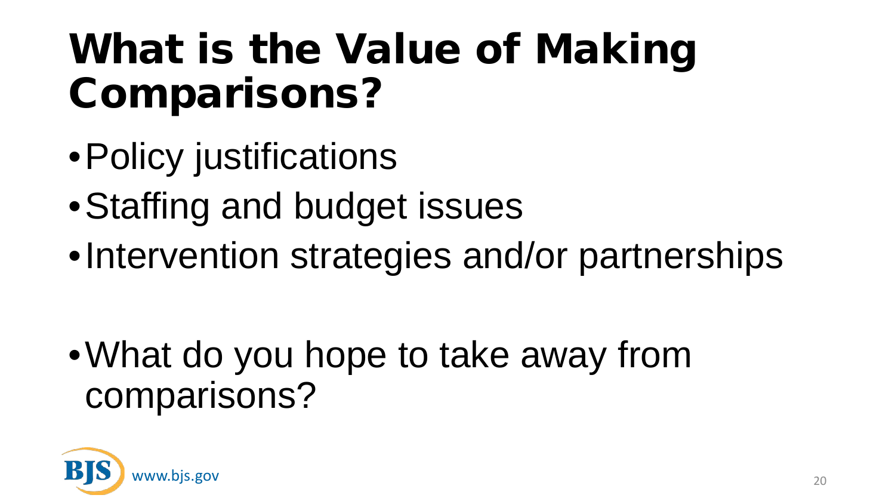# What is the Value of Making Comparisons?

- Policy justifications
- Staffing and budget issues
- Intervention strategies and/or partnerships

- What do you hope to take away from comparisons?

BJS www.bjs.gov